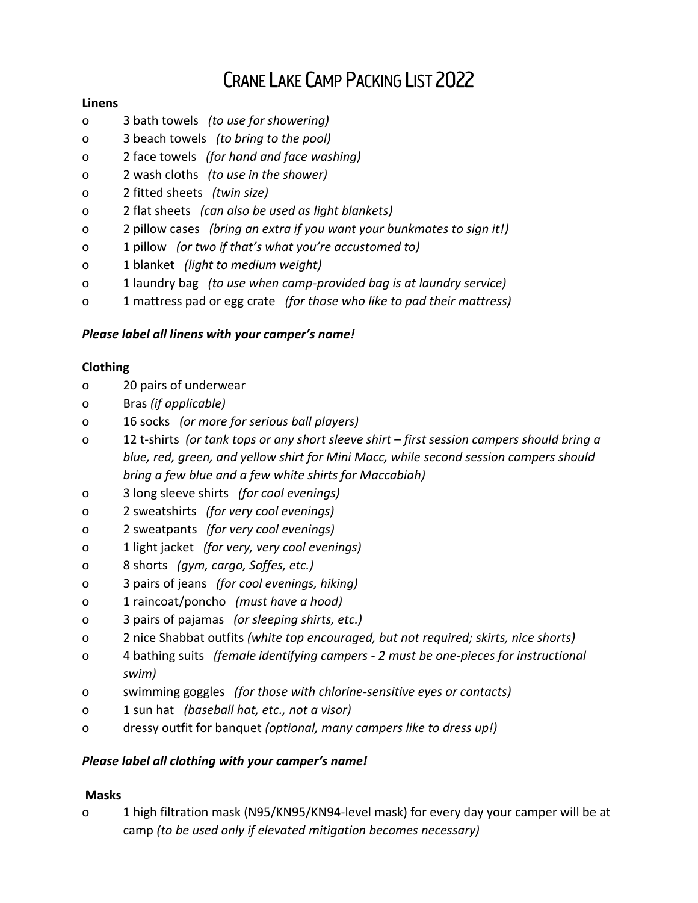# Crane Lake Camp Packing List 2022

**Linens**

- o 3 bath towels *(to use for showering)*
- o 3 beach towels *(to bring to the pool)*
- o 2 face towels *(for hand and face washing)*
- o 2 wash cloths *(to use in the shower)*
- o 2 fitted sheets *(twin size)*
- o 2 flat sheets *(can also be used as light blankets)*
- o 2 pillow cases *(bring an extra if you want your bunkmates to sign it!)*
- o 1 pillow *(or two if that's what you're accustomed to)*
- o 1 blanket *(light to medium weight)*
- o 1 laundry bag *(to use when camp-provided bag is at laundry service)*
- o 1 mattress pad or egg crate *(for those who like to pad their mattress)*

***Please label all linens with your camper's name!***

**Clothing**

- o 20 pairs of underwear
- o Bras *(if applicable)*
- o 16 socks *(or more for serious ball players)*
- o 12 t-shirts *(or tank tops or any short sleeve shirt – first session campers should bring a blue, red, green, and yellow shirt for Mini Macc, while second session campers should bring a few blue and a few white shirts for Maccabiah)*
- o 3 long sleeve shirts *(for cool evenings)*
- o 2 sweatshirts *(for very cool evenings)*
- o 2 sweatpants *(for very cool evenings)*
- o 1 light jacket *(for very, very cool evenings)*
- o 8 shorts *(gym, cargo, Soffes, etc.)*
- o 3 pairs of jeans *(for cool evenings, hiking)*
- o 1 raincoat/poncho *(must have a hood)*
- o 3 pairs of pajamas *(or sleeping shirts, etc.)*
- o 2 nice Shabbat outfits *(white top encouraged, but not required; skirts, nice shorts)*
- o 4 bathing suits *(female identifying campers - 2 must be one-pieces for instructional swim)*
- o swimming goggles *(for those with chlorine-sensitive eyes or contacts)*
- o 1 sun hat *(baseball hat, etc., <u>not</u> a visor)*
- o dressy outfit for banquet *(optional, many campers like to dress up!)*

***Please label all clothing with your camper's name!***

**Masks**

- o 1 high filtration mask (N95/KN95/KN94-level mask) for every day your camper will be at camp *(to be used only if elevated mitigation becomes necessary)*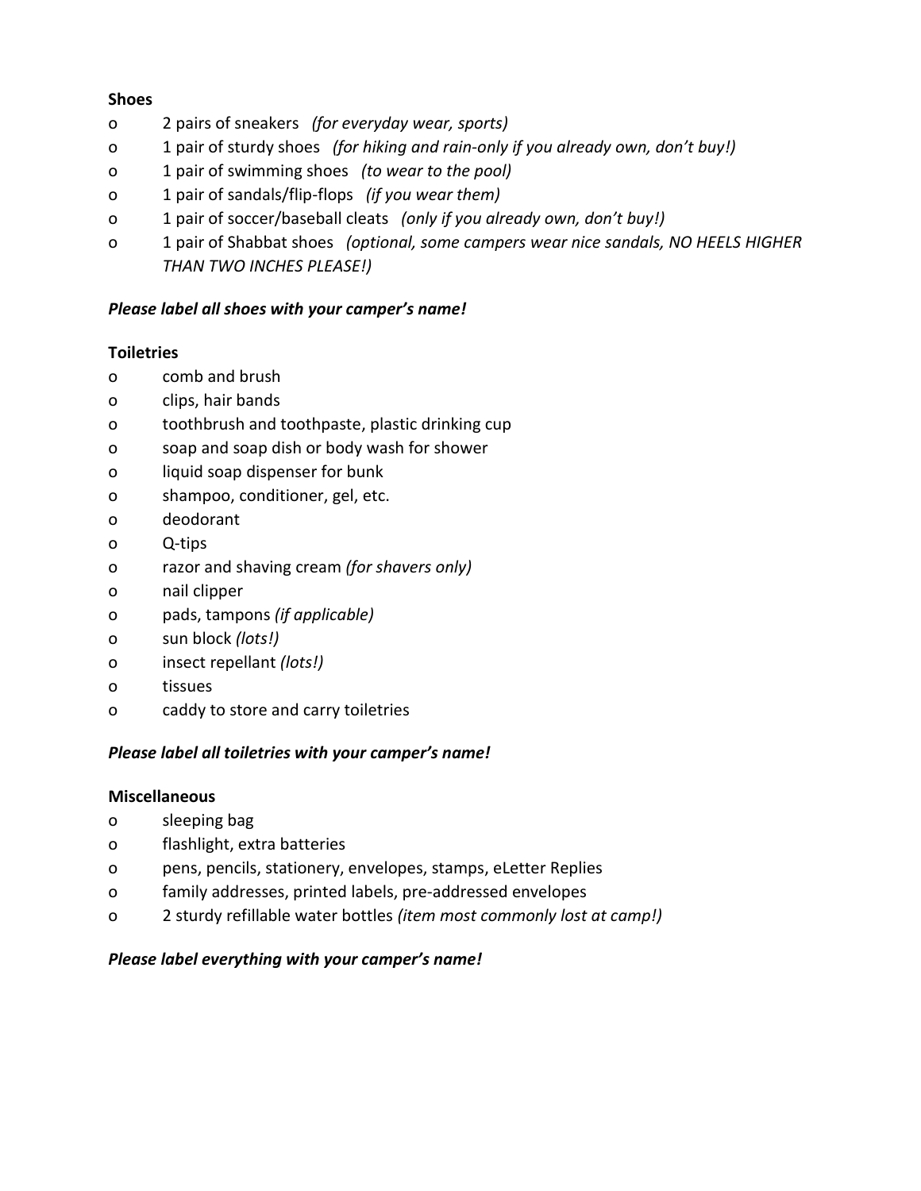**Shoes**

- 2 pairs of sneakers *(for everyday wear, sports)*
- 1 pair of sturdy shoes *(for hiking and rain-only if you already own, don't buy!)*
- 1 pair of swimming shoes *(to wear to the pool)*
- 1 pair of sandals/flip-flops *(if you wear them)*
- 1 pair of soccer/baseball cleats *(only if you already own, don't buy!)*
- 1 pair of Shabbat shoes *(optional, some campers wear nice sandals, NO HEELS HIGHER THAN TWO INCHES PLEASE!)*

***Please label all shoes with your camper's name!***

**Toiletries**

- comb and brush
- clips, hair bands
- toothbrush and toothpaste, plastic drinking cup
- soap and soap dish or body wash for shower
- liquid soap dispenser for bunk
- shampoo, conditioner, gel, etc.
- deodorant
- Q-tips
- razor and shaving cream *(for shavers only)*
- nail clipper
- pads, tampons *(if applicable)*
- sun block *(lots!)*
- insect repellant *(lots!)*
- tissues
- caddy to store and carry toiletries

***Please label all toiletries with your camper's name!***

**Miscellaneous**

- sleeping bag
- flashlight, extra batteries
- pens, pencils, stationery, envelopes, stamps, eLetter Replies
- family addresses, printed labels, pre-addressed envelopes
- 2 sturdy refillable water bottles *(item most commonly lost at camp!)*

***Please label everything with your camper's name!***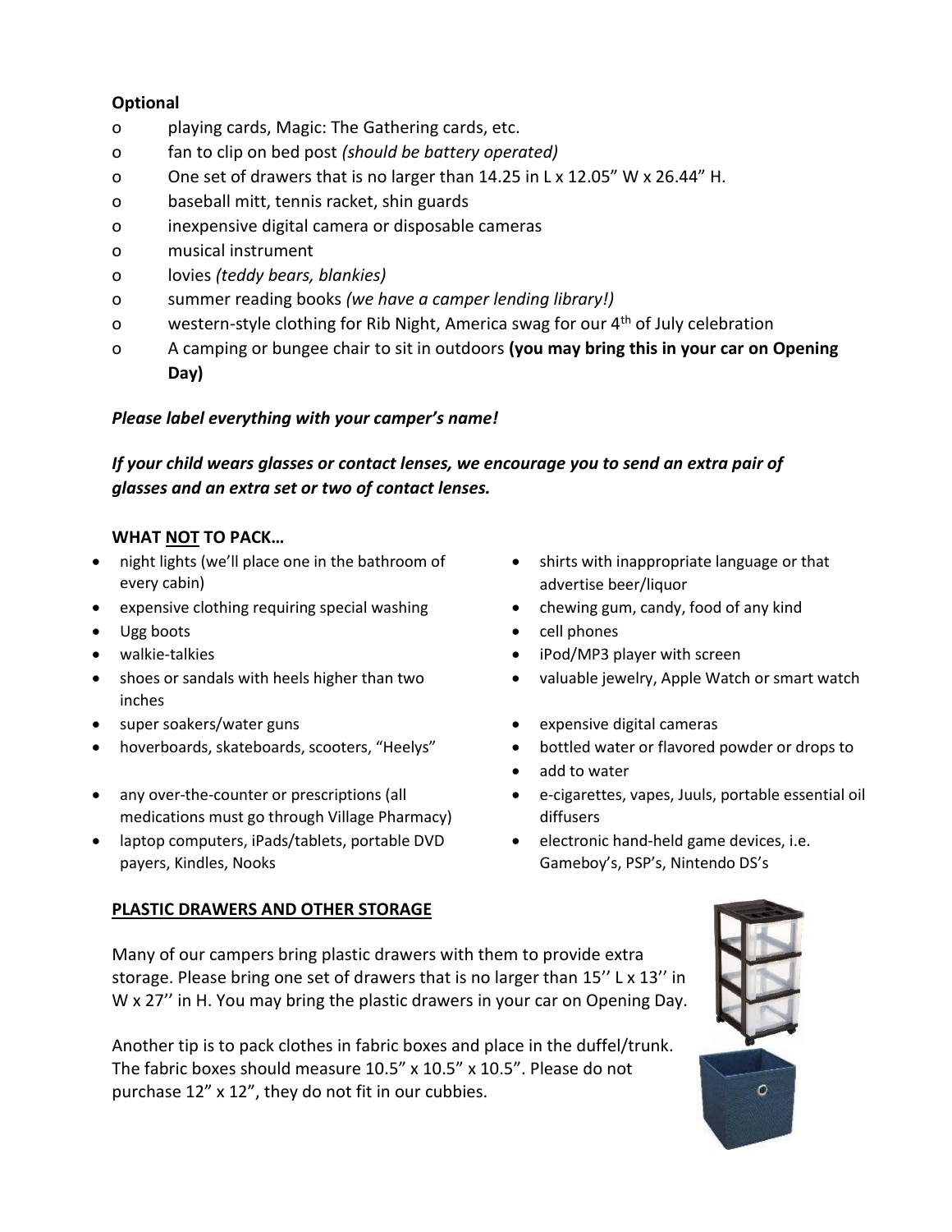**Optional**

- playing cards, Magic: The Gathering cards, etc.
- fan to clip on bed post *(should be battery operated)*
- One set of drawers that is no larger than 14.25 in L x 12.05" W x 26.44" H.
- baseball mitt, tennis racket, shin guards
- inexpensive digital camera or disposable cameras
- musical instrument
- lovies *(teddy bears, blankies)*
- summer reading books *(we have a camper lending library!)*
- western-style clothing for Rib Night, America swag for our 4th of July celebration
- A camping or bungee chair to sit in outdoors **(you may bring this in your car on Opening Day)**

***Please label everything with your camper's name!***

***If your child wears glasses or contact lenses, we encourage you to send an extra pair of glasses and an extra set or two of contact lenses.***

**WHAT NOT TO PACK…**

- night lights (we'll place one in the bathroom of every cabin)
- expensive clothing requiring special washing
- Ugg boots
- walkie-talkies
- shoes or sandals with heels higher than two inches
- super soakers/water guns
- hoverboards, skateboards, scooters, "Heelys"
- any over-the-counter or prescriptions (all medications must go through Village Pharmacy)
- laptop computers, iPads/tablets, portable DVD payers, Kindles, Nooks
- shirts with inappropriate language or that advertise beer/liquor
- chewing gum, candy, food of any kind
- cell phones
- iPod/MP3 player with screen
- valuable jewelry, Apple Watch or smart watch
- expensive digital cameras
- bottled water or flavored powder or drops to
- add to water
- e-cigarettes, vapes, Juuls, portable essential oil diffusers
- electronic hand-held game devices, i.e. Gameboy's, PSP's, Nintendo DS's

**PLASTIC DRAWERS AND OTHER STORAGE**

Many of our campers bring plastic drawers with them to provide extra storage. Please bring one set of drawers that is no larger than 15'' L x 13'' in W x 27'' in H. You may bring the plastic drawers in your car on Opening Day.

Another tip is to pack clothes in fabric boxes and place in the duffel/trunk. The fabric boxes should measure 10.5" x 10.5" x 10.5". Please do not purchase 12" x 12", they do not fit in our cubbies.